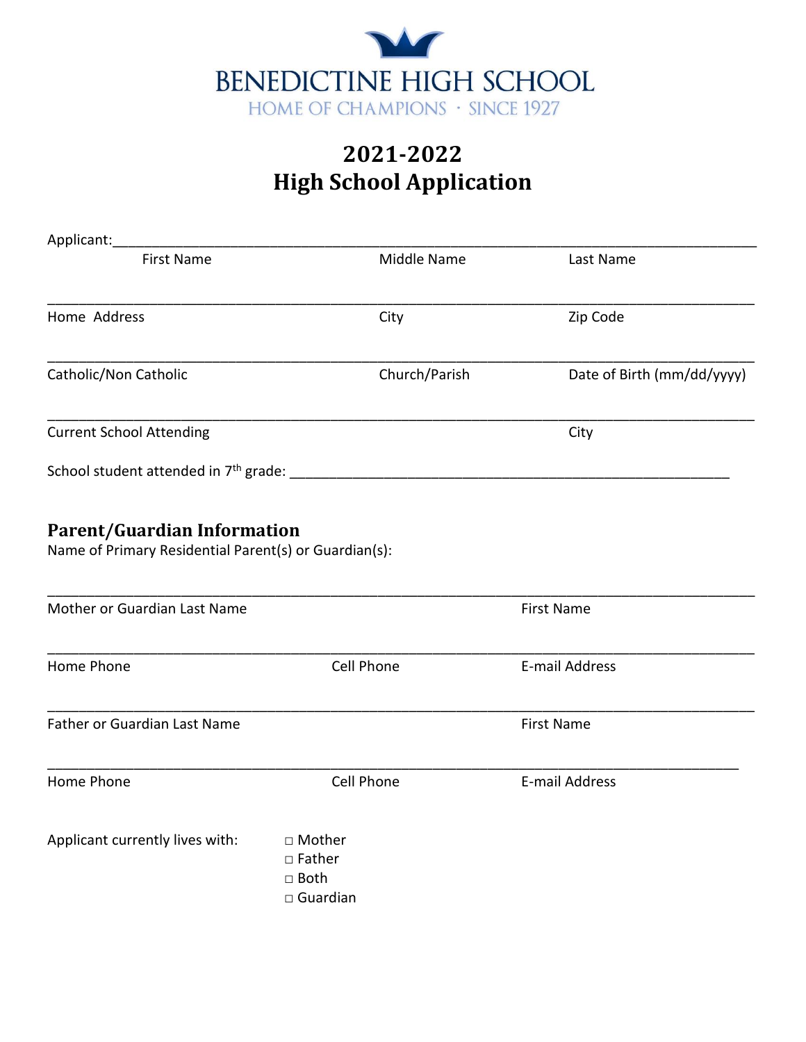# BENEDICTINE HIGH SCHOOL

HOME OF CHAMPIONS · SINCE 1927

## 2021-2022
## High School Application

Applicant:\_\_\_\_\_\_\_\_\_\_\_\_\_\_\_\_\_\_\_\_\_\_\_\_\_\_\_\_\_\_\_\_\_\_\_\_\_\_\_\_\_\_\_\_\_\_\_\_\_\_\_\_\_\_\_\_\_\_\_\_\_\_\_\_\_\_\_\_\_\_\_\_\_\_\_\_

First Name Middle Name Last Name

\_\_\_\_\_\_\_\_\_\_\_\_\_\_\_\_\_\_\_\_\_\_\_\_\_\_\_\_\_\_\_\_\_\_\_\_\_\_\_\_\_\_\_\_\_\_\_\_\_\_\_\_\_\_\_\_\_\_\_\_\_\_\_\_\_\_\_\_\_\_\_\_\_\_\_\_\_\_\_\_\_\_

Home Address City Zip Code

\_\_\_\_\_\_\_\_\_\_\_\_\_\_\_\_\_\_\_\_\_\_\_\_\_\_\_\_\_\_\_\_\_\_\_\_\_\_\_\_\_\_\_\_\_\_\_\_\_\_\_\_\_\_\_\_\_\_\_\_\_\_\_\_\_\_\_\_\_\_\_\_\_\_\_\_\_\_\_\_\_\_

Catholic/Non Catholic Church/Parish Date of Birth (mm/dd/yyyy)

\_\_\_\_\_\_\_\_\_\_\_\_\_\_\_\_\_\_\_\_\_\_\_\_\_\_\_\_\_\_\_\_\_\_\_\_\_\_\_\_\_\_\_\_\_\_\_\_\_\_\_\_\_\_\_\_\_\_\_\_\_\_\_\_\_\_\_\_\_\_\_\_\_\_\_\_\_\_\_\_\_\_

Current School Attending City

School student attended in 7th grade: \_\_\_\_\_\_\_\_\_\_\_\_\_\_\_\_\_\_\_\_\_\_\_\_\_\_\_\_\_\_\_\_\_\_\_\_\_\_\_\_\_\_\_\_\_\_\_\_\_\_\_\_\_\_

### Parent/Guardian Information

Name of Primary Residential Parent(s) or Guardian(s):

\_\_\_\_\_\_\_\_\_\_\_\_\_\_\_\_\_\_\_\_\_\_\_\_\_\_\_\_\_\_\_\_\_\_\_\_\_\_\_\_\_\_\_\_\_\_\_\_\_\_\_\_\_\_\_\_\_\_\_\_\_\_\_\_\_\_\_\_\_\_\_\_\_\_\_\_\_\_\_\_\_\_

Mother or Guardian Last Name First Name

\_\_\_\_\_\_\_\_\_\_\_\_\_\_\_\_\_\_\_\_\_\_\_\_\_\_\_\_\_\_\_\_\_\_\_\_\_\_\_\_\_\_\_\_\_\_\_\_\_\_\_\_\_\_\_\_\_\_\_\_\_\_\_\_\_\_\_\_\_\_\_\_\_\_\_\_\_\_\_\_\_\_

Home Phone Cell Phone E-mail Address

\_\_\_\_\_\_\_\_\_\_\_\_\_\_\_\_\_\_\_\_\_\_\_\_\_\_\_\_\_\_\_\_\_\_\_\_\_\_\_\_\_\_\_\_\_\_\_\_\_\_\_\_\_\_\_\_\_\_\_\_\_\_\_\_\_\_\_\_\_\_\_\_\_\_\_\_\_\_\_\_\_\_

Father or Guardian Last Name First Name

\_\_\_\_\_\_\_\_\_\_\_\_\_\_\_\_\_\_\_\_\_\_\_\_\_\_\_\_\_\_\_\_\_\_\_\_\_\_\_\_\_\_\_\_\_\_\_\_\_\_\_\_\_\_\_\_\_\_\_\_\_\_\_\_\_\_\_\_\_\_\_\_\_\_\_\_\_\_\_\_

Home Phone Cell Phone E-mail Address

Applicant currently lives with:

- □ Mother
- □ Father
- □ Both
- □ Guardian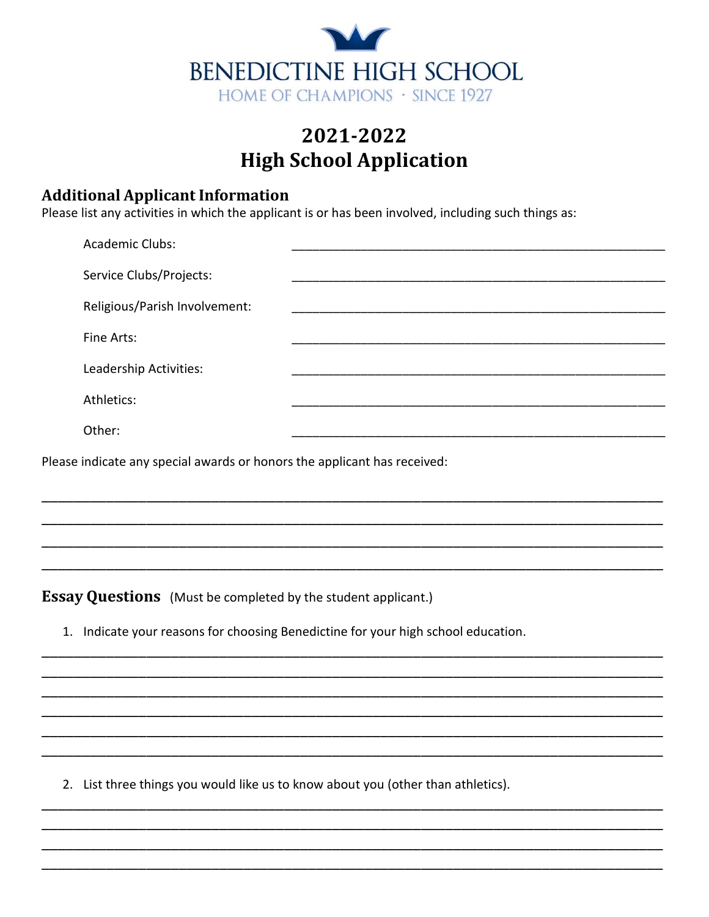# BENEDICTINE HIGH SCHOOL

HOME OF CHAMPIONS · SINCE 1927

## 2021-2022
## High School Application

### Additional Applicant Information

Please list any activities in which the applicant is or has been involved, including such things as:

Academic Clubs: ______________________________________________

Service Clubs/Projects: ______________________________________________

Religious/Parish Involvement: ______________________________________________

Fine Arts: ______________________________________________

Leadership Activities: ______________________________________________

Athletics: ______________________________________________

Other: ______________________________________________

Please indicate any special awards or honors the applicant has received:

______________________________________________________________________________

______________________________________________________________________________

______________________________________________________________________________

______________________________________________________________________________

### Essay Questions (Must be completed by the student applicant.)

1. Indicate your reasons for choosing Benedictine for your high school education.

______________________________________________________________________________

______________________________________________________________________________

______________________________________________________________________________

______________________________________________________________________________

______________________________________________________________________________

______________________________________________________________________________

2. List three things you would like us to know about you (other than athletics).

______________________________________________________________________________

______________________________________________________________________________

______________________________________________________________________________

______________________________________________________________________________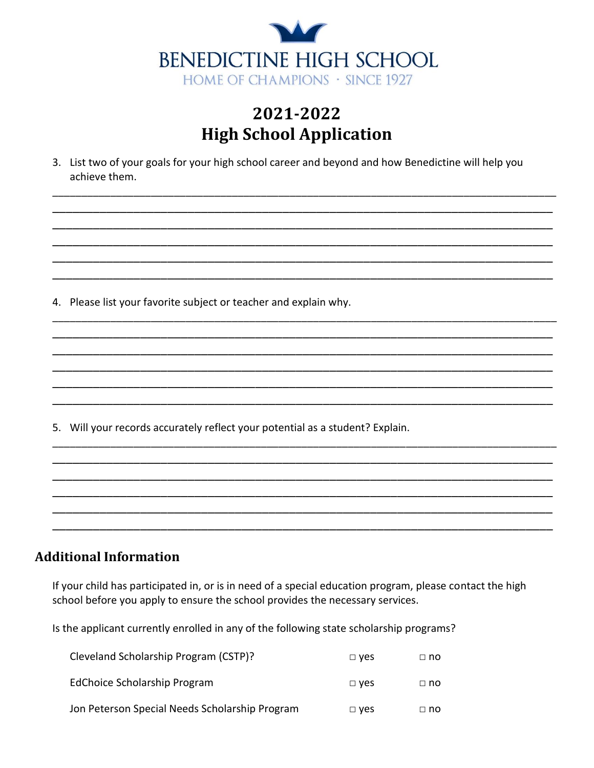# BENEDICTINE HIGH SCHOOL

HOME OF CHAMPIONS · SINCE 1927

## 2021-2022
## High School Application

3. List two of your goals for your high school career and beyond and how Benedictine will help you achieve them.

______________________________________________________________________________
______________________________________________________________________________
______________________________________________________________________________
______________________________________________________________________________
______________________________________________________________________________
______________________________________________________________________________

4. Please list your favorite subject or teacher and explain why.

______________________________________________________________________________
______________________________________________________________________________
______________________________________________________________________________
______________________________________________________________________________
______________________________________________________________________________
______________________________________________________________________________

5. Will your records accurately reflect your potential as a student? Explain.

______________________________________________________________________________
______________________________________________________________________________
______________________________________________________________________________
______________________________________________________________________________
______________________________________________________________________________
______________________________________________________________________________

## Additional Information

If your child has participated in, or is in need of a special education program, please contact the high school before you apply to ensure the school provides the necessary services.

Is the applicant currently enrolled in any of the following state scholarship programs?

| | | |
|---|---|---|
| Cleveland Scholarship Program (CSTP)? | □ yes | □ no |
| EdChoice Scholarship Program | □ yes | □ no |
| Jon Peterson Special Needs Scholarship Program | □ yes | □ no |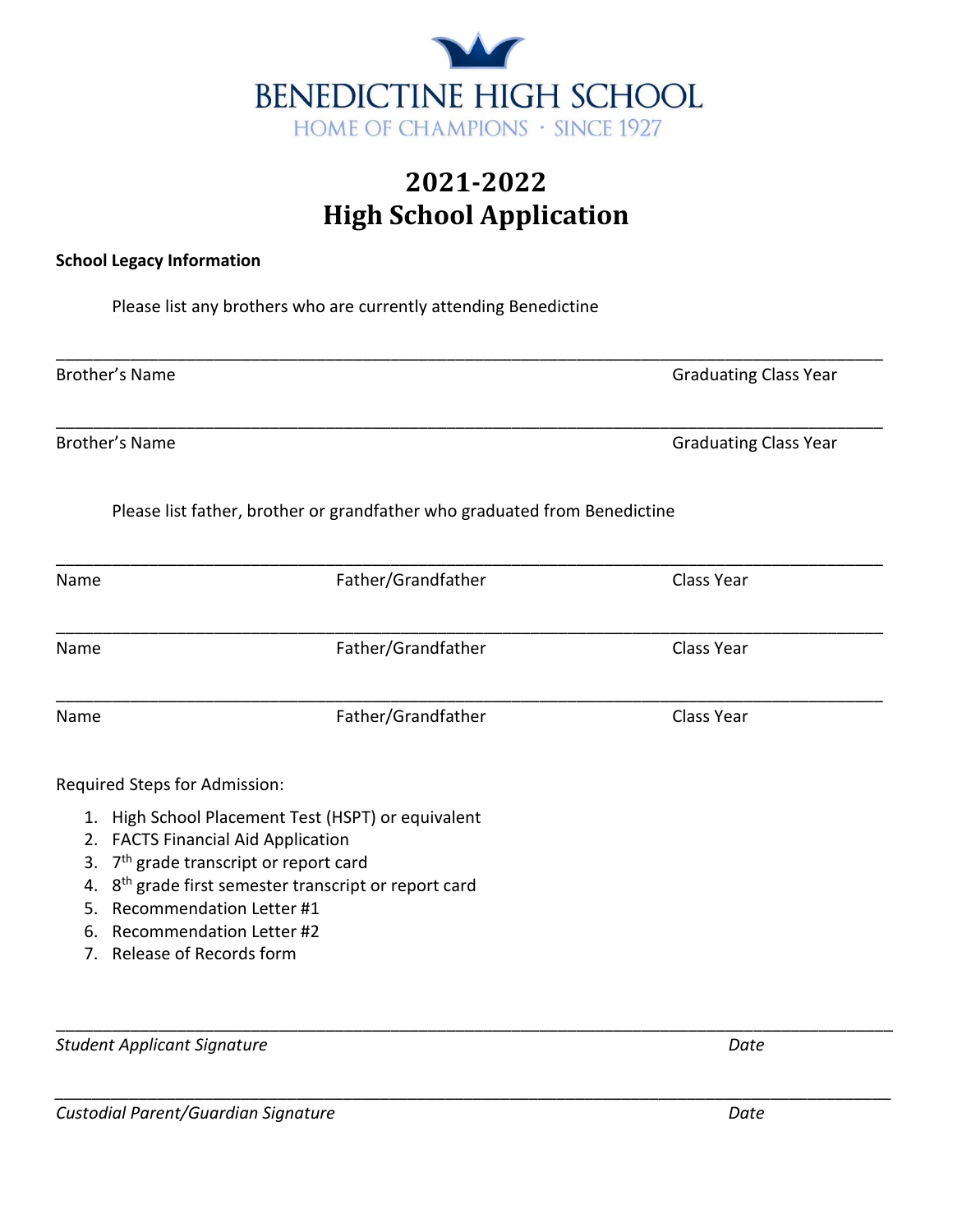BENEDICTINE HIGH SCHOOL

HOME OF CHAMPIONS · SINCE 1927

# 2021-2022
# High School Application

**School Legacy Information**

Please list any brothers who are currently attending Benedictine

\_\_\_\_\_\_\_\_\_\_\_\_\_\_\_\_\_\_\_\_\_\_\_\_\_\_\_\_\_\_\_\_\_\_\_\_\_\_\_\_\_\_\_\_\_\_\_\_\_\_\_\_\_\_\_\_\_\_\_\_\_\_\_\_\_\_\_\_\_\_

Brother's Name                                                                                    Graduating Class Year

\_\_\_\_\_\_\_\_\_\_\_\_\_\_\_\_\_\_\_\_\_\_\_\_\_\_\_\_\_\_\_\_\_\_\_\_\_\_\_\_\_\_\_\_\_\_\_\_\_\_\_\_\_\_\_\_\_\_\_\_\_\_\_\_\_\_\_\_\_\_

Brother's Name                                                                                    Graduating Class Year

Please list father, brother or grandfather who graduated from Benedictine

\_\_\_\_\_\_\_\_\_\_\_\_\_\_\_\_\_\_\_\_\_\_\_\_\_\_\_\_\_\_\_\_\_\_\_\_\_\_\_\_\_\_\_\_\_\_\_\_\_\_\_\_\_\_\_\_\_\_\_\_\_\_\_\_\_\_\_\_\_\_

Name                                        Father/Grandfather                                        Class Year

\_\_\_\_\_\_\_\_\_\_\_\_\_\_\_\_\_\_\_\_\_\_\_\_\_\_\_\_\_\_\_\_\_\_\_\_\_\_\_\_\_\_\_\_\_\_\_\_\_\_\_\_\_\_\_\_\_\_\_\_\_\_\_\_\_\_\_\_\_\_

Name                                        Father/Grandfather                                        Class Year

\_\_\_\_\_\_\_\_\_\_\_\_\_\_\_\_\_\_\_\_\_\_\_\_\_\_\_\_\_\_\_\_\_\_\_\_\_\_\_\_\_\_\_\_\_\_\_\_\_\_\_\_\_\_\_\_\_\_\_\_\_\_\_\_\_\_\_\_\_\_

Name                                        Father/Grandfather                                        Class Year

Required Steps for Admission:

1. High School Placement Test (HSPT) or equivalent
2. FACTS Financial Aid Application
3. 7th grade transcript or report card
4. 8th grade first semester transcript or report card
5. Recommendation Letter #1
6. Recommendation Letter #2
7. Release of Records form

\_\_\_\_\_\_\_\_\_\_\_\_\_\_\_\_\_\_\_\_\_\_\_\_\_\_\_\_\_\_\_\_\_\_\_\_\_\_\_\_\_\_\_\_\_\_\_\_\_\_\_\_\_\_\_\_\_\_\_\_\_\_\_\_\_\_\_\_\_\_

*Student Applicant Signature*                                                                                    *Date*

\_\_\_\_\_\_\_\_\_\_\_\_\_\_\_\_\_\_\_\_\_\_\_\_\_\_\_\_\_\_\_\_\_\_\_\_\_\_\_\_\_\_\_\_\_\_\_\_\_\_\_\_\_\_\_\_\_\_\_\_\_\_\_\_\_\_\_\_\_\_

*Custodial Parent/Guardian Signature*                                                                                    *Date*